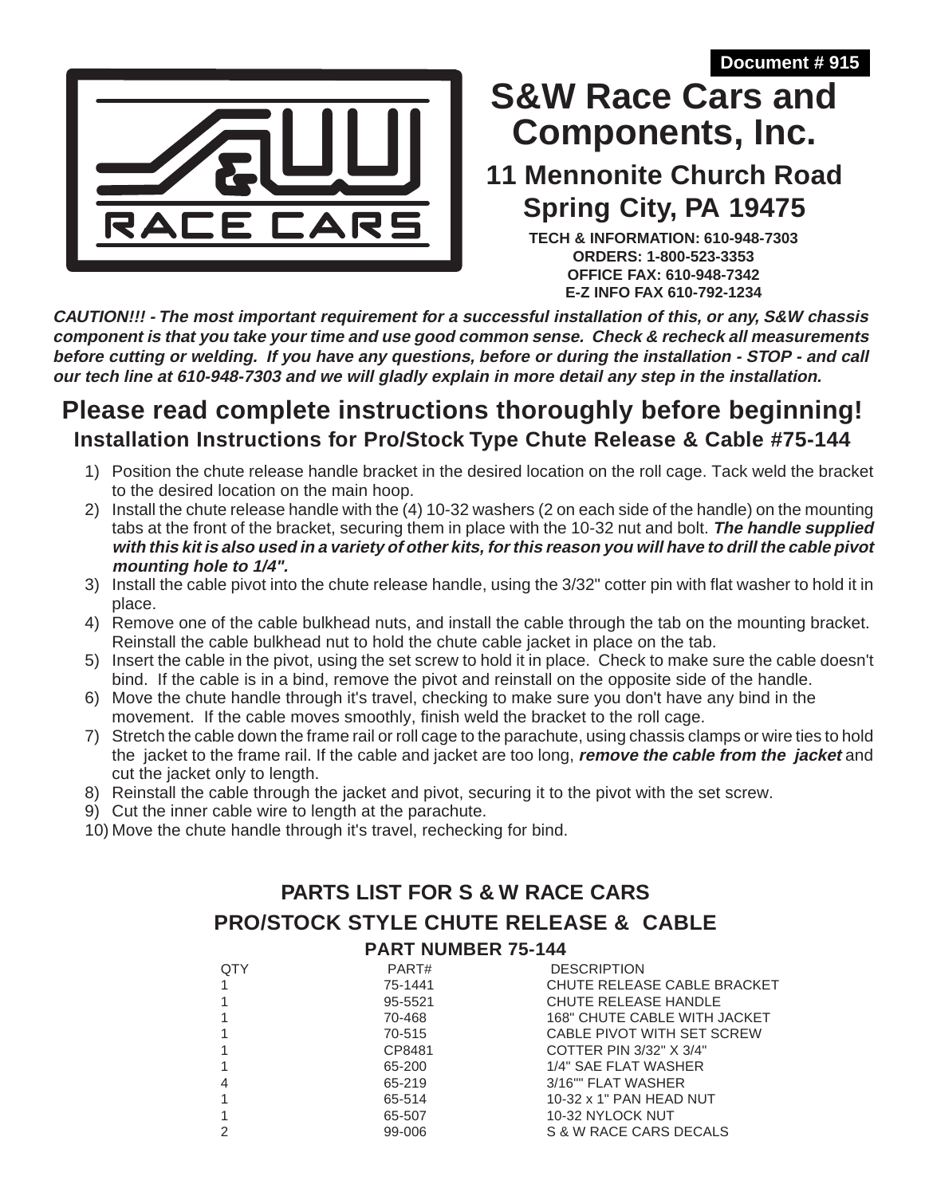**Document # 915**

# S&W Race Cars and Components, Inc.

## 11 Mennonite Church Road
## Spring City, PA 19475

**TECH & INFORMATION: 610-948-7303**
**ORDERS: 1-800-523-3353**
**OFFICE FAX: 610-948-7342**
**E-Z INFO FAX 610-792-1234**

***CAUTION!!! - The most important requirement for a successful installation of this, or any, S&W chassis component is that you take your time and use good common sense. Check & recheck all measurements before cutting or welding. If you have any questions, before or during the installation - STOP - and call our tech line at 610-948-7303 and we will gladly explain in more detail any step in the installation.***

## Please read complete instructions thoroughly before beginning!

### Installation Instructions for Pro/Stock Type Chute Release & Cable #75-144

1) Position the chute release handle bracket in the desired location on the roll cage. Tack weld the bracket to the desired location on the main hoop.
2) Install the chute release handle with the (4) 10-32 washers (2 on each side of the handle) on the mounting tabs at the front of the bracket, securing them in place with the 10-32 nut and bolt. ***The handle supplied with this kit is also used in a variety of other kits, for this reason you will have to drill the cable pivot mounting hole to 1/4".***
3) Install the cable pivot into the chute release handle, using the 3/32" cotter pin with flat washer to hold it in place.
4) Remove one of the cable bulkhead nuts, and install the cable through the tab on the mounting bracket. Reinstall the cable bulkhead nut to hold the chute cable jacket in place on the tab.
5) Insert the cable in the pivot, using the set screw to hold it in place. Check to make sure the cable doesn't bind. If the cable is in a bind, remove the pivot and reinstall on the opposite side of the handle.
6) Move the chute handle through it's travel, checking to make sure you don't have any bind in the movement. If the cable moves smoothly, finish weld the bracket to the roll cage.
7) Stretch the cable down the frame rail or roll cage to the parachute, using chassis clamps or wire ties to hold the jacket to the frame rail. If the cable and jacket are too long, ***remove the cable from the jacket*** and cut the jacket only to length.
8) Reinstall the cable through the jacket and pivot, securing it to the pivot with the set screw.
9) Cut the inner cable wire to length at the parachute.
10) Move the chute handle through it's travel, rechecking for bind.

### PARTS LIST FOR S & W RACE CARS
### PRO/STOCK STYLE CHUTE RELEASE & CABLE
#### PART NUMBER 75-144

| QTY | PART# | DESCRIPTION |
|---|---|---|
| 1 | 75-1441 | CHUTE RELEASE CABLE BRACKET |
| 1 | 95-5521 | CHUTE RELEASE HANDLE |
| 1 | 70-468 | 168" CHUTE CABLE WITH JACKET |
| 1 | 70-515 | CABLE PIVOT WITH SET SCREW |
| 1 | CP8481 | COTTER PIN 3/32" X 3/4" |
| 1 | 65-200 | 1/4" SAE FLAT WASHER |
| 4 | 65-219 | 3/16"" FLAT WASHER |
| 1 | 65-514 | 10-32 x 1" PAN HEAD NUT |
| 1 | 65-507 | 10-32 NYLOCK NUT |
| 2 | 99-006 | S & W RACE CARS DECALS |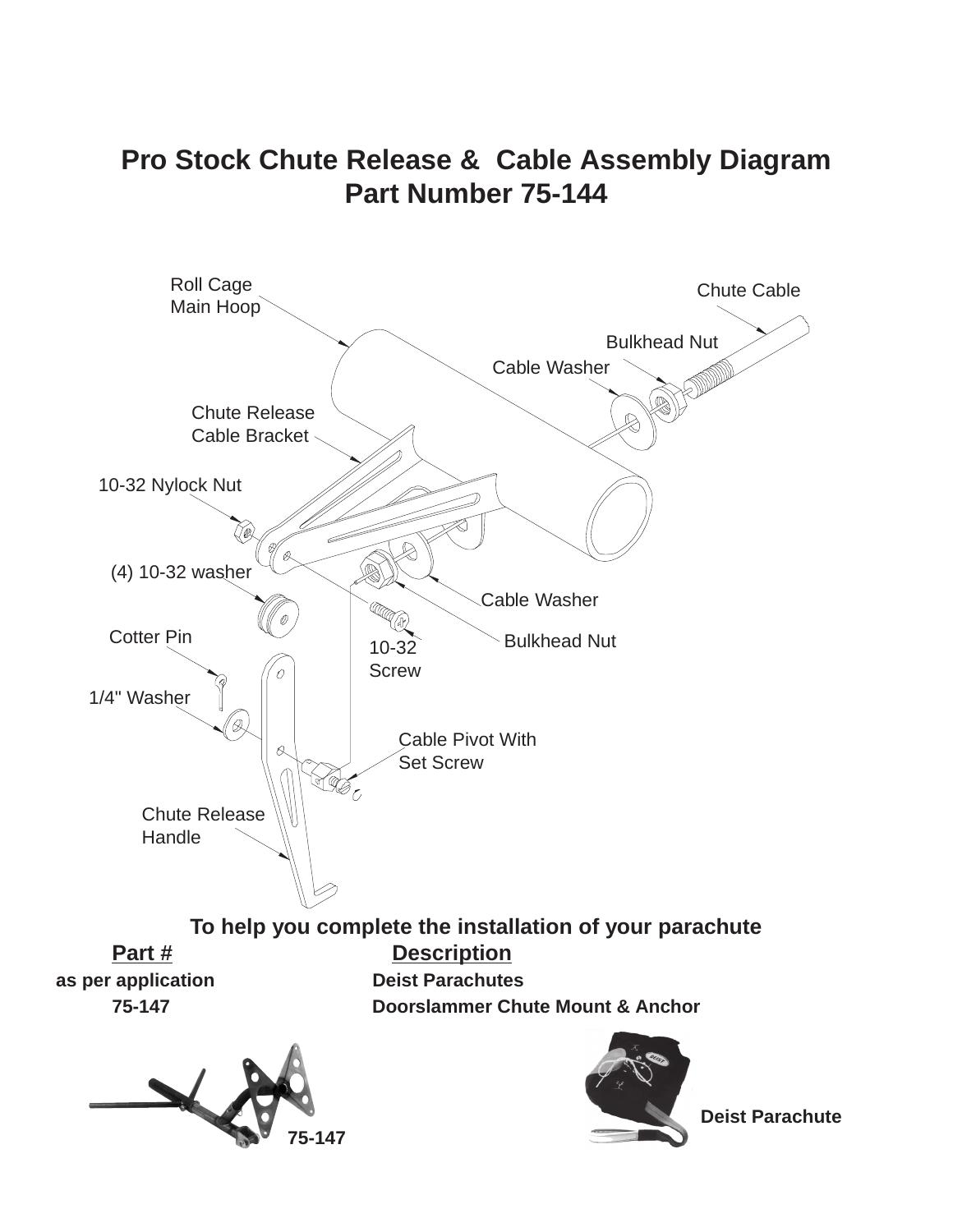# Pro Stock Chute Release & Cable Assembly Diagram
## Part Number 75-144

Roll Cage Main Hoop

Chute Cable

Bulkhead Nut

Cable Washer

Chute Release Cable Bracket

10-32 Nylock Nut

(4) 10-32 washer

Cable Washer

Cotter Pin

Bulkhead Nut

10-32 Screw

1/4" Washer

Cable Pivot With Set Screw

Chute Release Handle

**To help you complete the installation of your parachute**

| Part # | Description |
|---|---|
| as per application | Deist Parachutes |
| 75-147 | Doorslammer Chute Mount & Anchor |

75-147

Deist Parachute